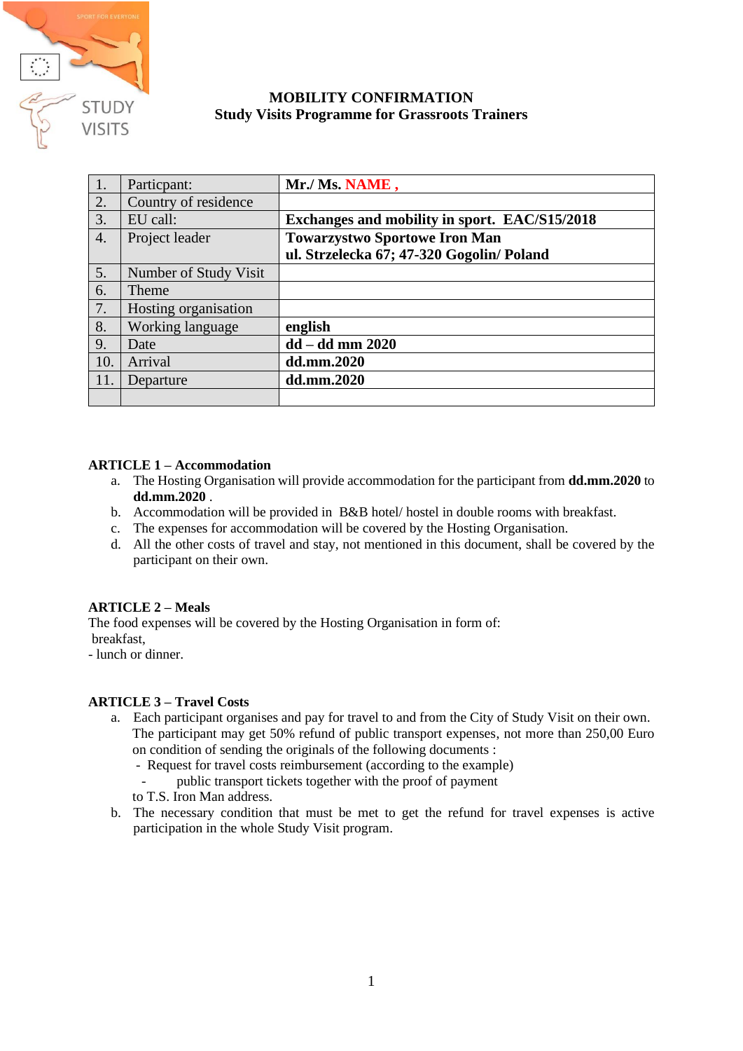# MOBILITY CONFIRMATION
## Study Visits Programme for Grassroots Trainers

| | | |
|---|---|---|
| 1. | Particpant: | **Mr./ Ms. NAME ,** |
| 2. | Country of residence | |
| 3. | EU call: | **Exchanges and mobility in sport. EAC/S15/2018** |
| 4. | Project leader | **Towarzystwo Sportowe Iron Man**<br>**ul. Strzelecka 67; 47-320 Gogolin/ Poland** |
| 5. | Number of Study Visit | |
| 6. | Theme | |
| 7. | Hosting organisation | |
| 8. | Working language | **english** |
| 9. | Date | **dd – dd mm 2020** |
| 10. | Arrival | **dd.mm.2020** |
| 11. | Departure | **dd.mm.2020** |
| | | |

**ARTICLE 1 – Accommodation**

a. The Hosting Organisation will provide accommodation for the participant from **dd.mm.2020** to **dd.mm.2020** .
b. Accommodation will be provided in B&B hotel/ hostel in double rooms with breakfast.
c. The expenses for accommodation will be covered by the Hosting Organisation.
d. All the other costs of travel and stay, not mentioned in this document, shall be covered by the participant on their own.

**ARTICLE 2 – Meals**

The food expenses will be covered by the Hosting Organisation in form of:
breakfast,
- lunch or dinner.

**ARTICLE 3 – Travel Costs**

a. Each participant organises and pay for travel to and from the City of Study Visit on their own. The participant may get 50% refund of public transport expenses, not more than 250,00 Euro on condition of sending the originals of the following documents :
   - Request for travel costs reimbursement (according to the example)
   - public transport tickets together with the proof of payment

   to T.S. Iron Man address.
b. The necessary condition that must be met to get the refund for travel expenses is active participation in the whole Study Visit program.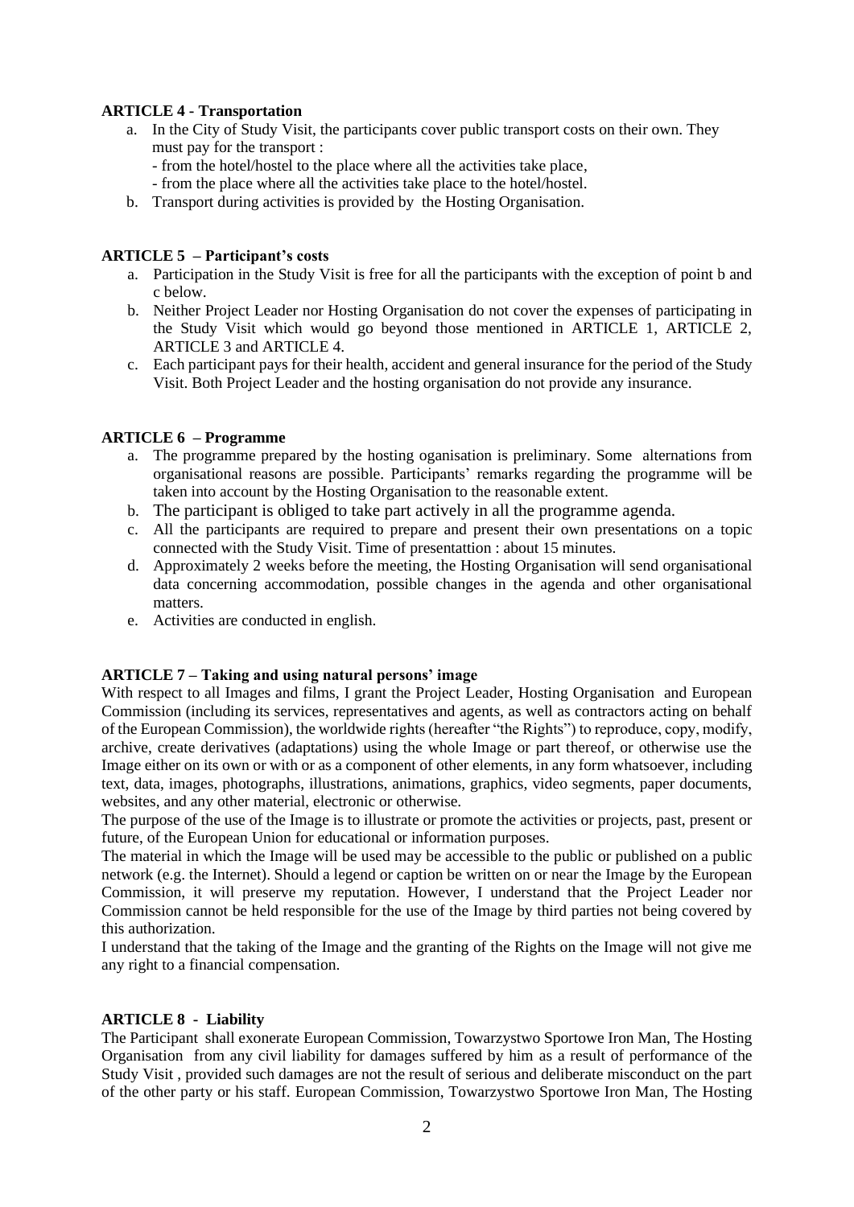**ARTICLE 4 - Transportation**

a. In the City of Study Visit, the participants cover public transport costs on their own. They must pay for the transport :
   - from the hotel/hostel to the place where all the activities take place,
   - from the place where all the activities take place to the hotel/hostel.
b. Transport during activities is provided by the Hosting Organisation.

**ARTICLE 5 – Participant's costs**

a. Participation in the Study Visit is free for all the participants with the exception of point b and c below.
b. Neither Project Leader nor Hosting Organisation do not cover the expenses of participating in the Study Visit which would go beyond those mentioned in ARTICLE 1, ARTICLE 2, ARTICLE 3 and ARTICLE 4.
c. Each participant pays for their health, accident and general insurance for the period of the Study Visit. Both Project Leader and the hosting organisation do not provide any insurance.

**ARTICLE 6 – Programme**

a. The programme prepared by the hosting oganisation is preliminary. Some alternations from organisational reasons are possible. Participants' remarks regarding the programme will be taken into account by the Hosting Organisation to the reasonable extent.
b. The participant is obliged to take part actively in all the programme agenda.
c. All the participants are required to prepare and present their own presentations on a topic connected with the Study Visit. Time of presentattion : about 15 minutes.
d. Approximately 2 weeks before the meeting, the Hosting Organisation will send organisational data concerning accommodation, possible changes in the agenda and other organisational matters.
e. Activities are conducted in english.

**ARTICLE 7 – Taking and using natural persons' image**

With respect to all Images and films, I grant the Project Leader, Hosting Organisation and European Commission (including its services, representatives and agents, as well as contractors acting on behalf of the European Commission), the worldwide rights (hereafter "the Rights") to reproduce, copy, modify, archive, create derivatives (adaptations) using the whole Image or part thereof, or otherwise use the Image either on its own or with or as a component of other elements, in any form whatsoever, including text, data, images, photographs, illustrations, animations, graphics, video segments, paper documents, websites, and any other material, electronic or otherwise.
The purpose of the use of the Image is to illustrate or promote the activities or projects, past, present or future, of the European Union for educational or information purposes.
The material in which the Image will be used may be accessible to the public or published on a public network (e.g. the Internet). Should a legend or caption be written on or near the Image by the European Commission, it will preserve my reputation. However, I understand that the Project Leader nor Commission cannot be held responsible for the use of the Image by third parties not being covered by this authorization.
I understand that the taking of the Image and the granting of the Rights on the Image will not give me any right to a financial compensation.

**ARTICLE 8 - Liability**

The Participant shall exonerate European Commission, Towarzystwo Sportowe Iron Man, The Hosting Organisation from any civil liability for damages suffered by him as a result of performance of the Study Visit , provided such damages are not the result of serious and deliberate misconduct on the part of the other party or his staff. European Commission, Towarzystwo Sportowe Iron Man, The Hosting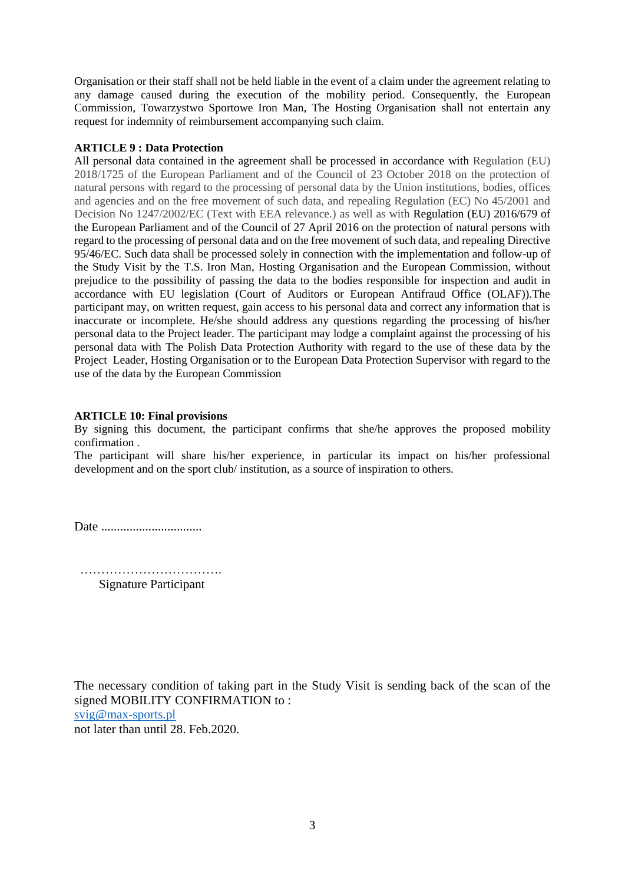Organisation or their staff shall not be held liable in the event of a claim under the agreement relating to any damage caused during the execution of the mobility period. Consequently, the European Commission, Towarzystwo Sportowe Iron Man, The Hosting Organisation shall not entertain any request for indemnity of reimbursement accompanying such claim.

**ARTICLE 9 : Data Protection**

All personal data contained in the agreement shall be processed in accordance with Regulation (EU) 2018/1725 of the European Parliament and of the Council of 23 October 2018 on the protection of natural persons with regard to the processing of personal data by the Union institutions, bodies, offices and agencies and on the free movement of such data, and repealing Regulation (EC) No 45/2001 and Decision No 1247/2002/EC (Text with EEA relevance.) as well as with Regulation (EU) 2016/679 of the European Parliament and of the Council of 27 April 2016 on the protection of natural persons with regard to the processing of personal data and on the free movement of such data, and repealing Directive 95/46/EC. Such data shall be processed solely in connection with the implementation and follow-up of the Study Visit by the T.S. Iron Man, Hosting Organisation and the European Commission, without prejudice to the possibility of passing the data to the bodies responsible for inspection and audit in accordance with EU legislation (Court of Auditors or European Antifraud Office (OLAF)).The participant may, on written request, gain access to his personal data and correct any information that is inaccurate or incomplete. He/she should address any questions regarding the processing of his/her personal data to the Project leader. The participant may lodge a complaint against the processing of his personal data with The Polish Data Protection Authority with regard to the use of these data by the Project Leader, Hosting Organisation or to the European Data Protection Supervisor with regard to the use of the data by the European Commission

**ARTICLE 10: Final provisions**

By signing this document, the participant confirms that she/he approves the proposed mobility confirmation .

The participant will share his/her experience, in particular its impact on his/her professional development and on the sport club/ institution, as a source of inspiration to others.

Date ................................

…………………………….

Signature Participant

The necessary condition of taking part in the Study Visit is sending back of the scan of the signed MOBILITY CONFIRMATION to :

svig@max-sports.pl

not later than until 28. Feb.2020.